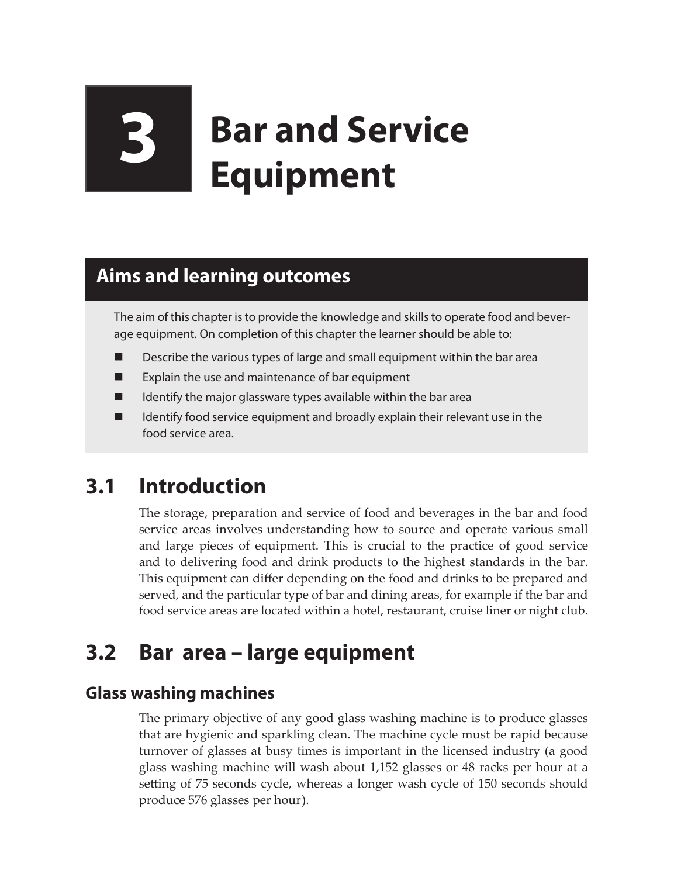# 3 Bar and Service Equipment

## Aims and learning outcomes

The aim of this chapter is to provide the knowledge and skills to operate food and beverage equipment. On completion of this chapter the learner should be able to:

- Describe the various types of large and small equipment within the bar area
- Explain the use and maintenance of bar equipment
- Identify the major glassware types available within the bar area
- Identify food service equipment and broadly explain their relevant use in the food service area.

## 3.1 Introduction

The storage, preparation and service of food and beverages in the bar and food service areas involves understanding how to source and operate various small and large pieces of equipment. This is crucial to the practice of good service and to delivering food and drink products to the highest standards in the bar. This equipment can differ depending on the food and drinks to be prepared and served, and the particular type of bar and dining areas, for example if the bar and food service areas are located within a hotel, restaurant, cruise liner or night club.

## 3.2 Bar area – large equipment

### Glass washing machines

The primary objective of any good glass washing machine is to produce glasses that are hygienic and sparkling clean. The machine cycle must be rapid because turnover of glasses at busy times is important in the licensed industry (a good glass washing machine will wash about 1,152 glasses or 48 racks per hour at a setting of 75 seconds cycle, whereas a longer wash cycle of 150 seconds should produce 576 glasses per hour).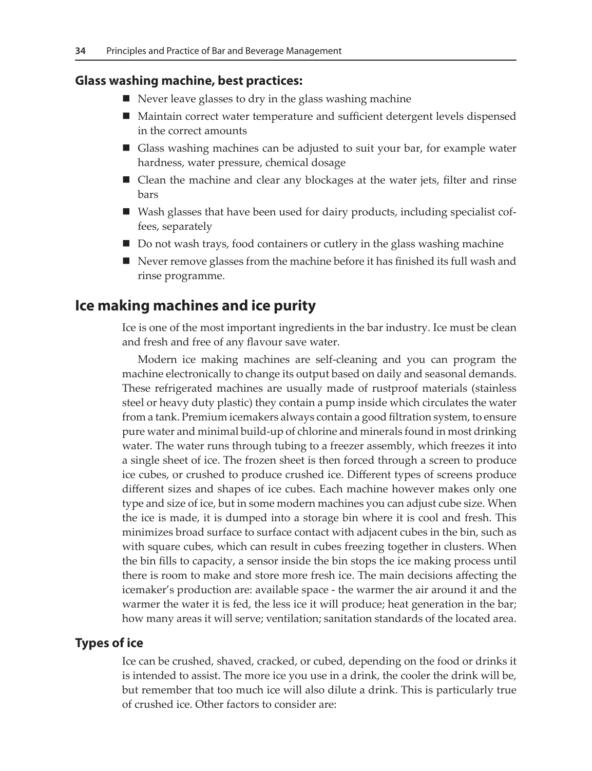### Glass washing machine, best practices:

- Never leave glasses to dry in the glass washing machine
- Maintain correct water temperature and sufficient detergent levels dispensed in the correct amounts
- Glass washing machines can be adjusted to suit your bar, for example water hardness, water pressure, chemical dosage
- Clean the machine and clear any blockages at the water jets, filter and rinse bars
- Wash glasses that have been used for dairy products, including specialist coffees, separately
- Do not wash trays, food containers or cutlery in the glass washing machine
- Never remove glasses from the machine before it has finished its full wash and rinse programme.

## Ice making machines and ice purity

Ice is one of the most important ingredients in the bar industry. Ice must be clean and fresh and free of any flavour save water.

Modern ice making machines are self-cleaning and you can program the machine electronically to change its output based on daily and seasonal demands. These refrigerated machines are usually made of rustproof materials (stainless steel or heavy duty plastic) they contain a pump inside which circulates the water from a tank. Premium icemakers always contain a good filtration system, to ensure pure water and minimal build-up of chlorine and minerals found in most drinking water. The water runs through tubing to a freezer assembly, which freezes it into a single sheet of ice. The frozen sheet is then forced through a screen to produce ice cubes, or crushed to produce crushed ice. Different types of screens produce different sizes and shapes of ice cubes. Each machine however makes only one type and size of ice, but in some modern machines you can adjust cube size. When the ice is made, it is dumped into a storage bin where it is cool and fresh. This minimizes broad surface to surface contact with adjacent cubes in the bin, such as with square cubes, which can result in cubes freezing together in clusters. When the bin fills to capacity, a sensor inside the bin stops the ice making process until there is room to make and store more fresh ice. The main decisions affecting the icemaker's production are: available space - the warmer the air around it and the warmer the water it is fed, the less ice it will produce; heat generation in the bar; how many areas it will serve; ventilation; sanitation standards of the located area.

### Types of ice

Ice can be crushed, shaved, cracked, or cubed, depending on the food or drinks it is intended to assist. The more ice you use in a drink, the cooler the drink will be, but remember that too much ice will also dilute a drink. This is particularly true of crushed ice. Other factors to consider are: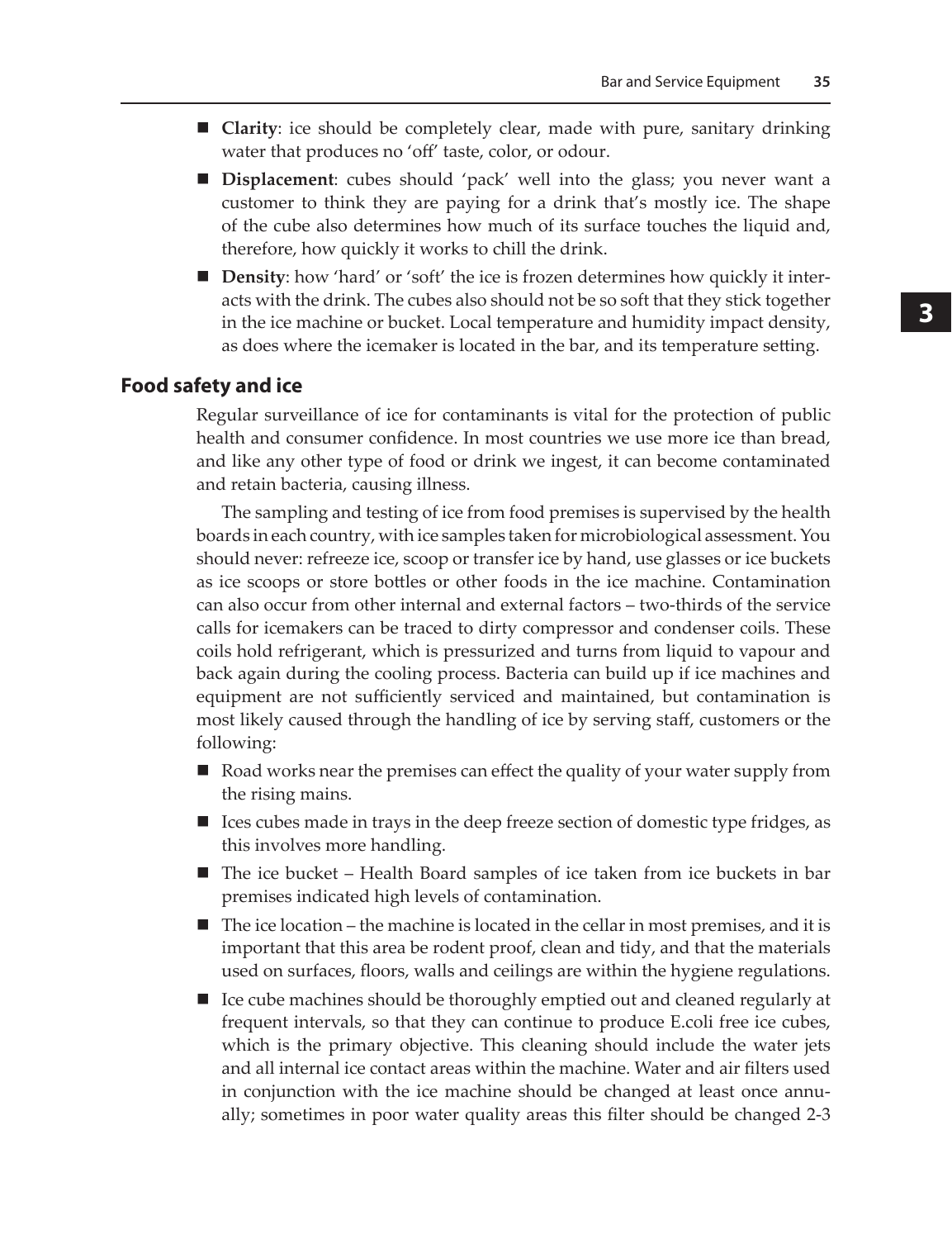- **Clarity**: ice should be completely clear, made with pure, sanitary drinking water that produces no 'off' taste, color, or odour.
- **Displacement**: cubes should 'pack' well into the glass; you never want a customer to think they are paying for a drink that's mostly ice. The shape of the cube also determines how much of its surface touches the liquid and, therefore, how quickly it works to chill the drink.
- **Density**: how 'hard' or 'soft' the ice is frozen determines how quickly it interacts with the drink. The cubes also should not be so soft that they stick together in the ice machine or bucket. Local temperature and humidity impact density, as does where the icemaker is located in the bar, and its temperature setting.

## Food safety and ice

Regular surveillance of ice for contaminants is vital for the protection of public health and consumer confidence. In most countries we use more ice than bread, and like any other type of food or drink we ingest, it can become contaminated and retain bacteria, causing illness.

The sampling and testing of ice from food premises is supervised by the health boards in each country, with ice samples taken for microbiological assessment. You should never: refreeze ice, scoop or transfer ice by hand, use glasses or ice buckets as ice scoops or store bottles or other foods in the ice machine. Contamination can also occur from other internal and external factors – two-thirds of the service calls for icemakers can be traced to dirty compressor and condenser coils. These coils hold refrigerant, which is pressurized and turns from liquid to vapour and back again during the cooling process. Bacteria can build up if ice machines and equipment are not sufficiently serviced and maintained, but contamination is most likely caused through the handling of ice by serving staff, customers or the following:

- Road works near the premises can effect the quality of your water supply from the rising mains.
- Ices cubes made in trays in the deep freeze section of domestic type fridges, as this involves more handling.
- The ice bucket – Health Board samples of ice taken from ice buckets in bar premises indicated high levels of contamination.
- The ice location – the machine is located in the cellar in most premises, and it is important that this area be rodent proof, clean and tidy, and that the materials used on surfaces, floors, walls and ceilings are within the hygiene regulations.
- Ice cube machines should be thoroughly emptied out and cleaned regularly at frequent intervals, so that they can continue to produce E.coli free ice cubes, which is the primary objective. This cleaning should include the water jets and all internal ice contact areas within the machine. Water and air filters used in conjunction with the ice machine should be changed at least once annually; sometimes in poor water quality areas this filter should be changed 2-3